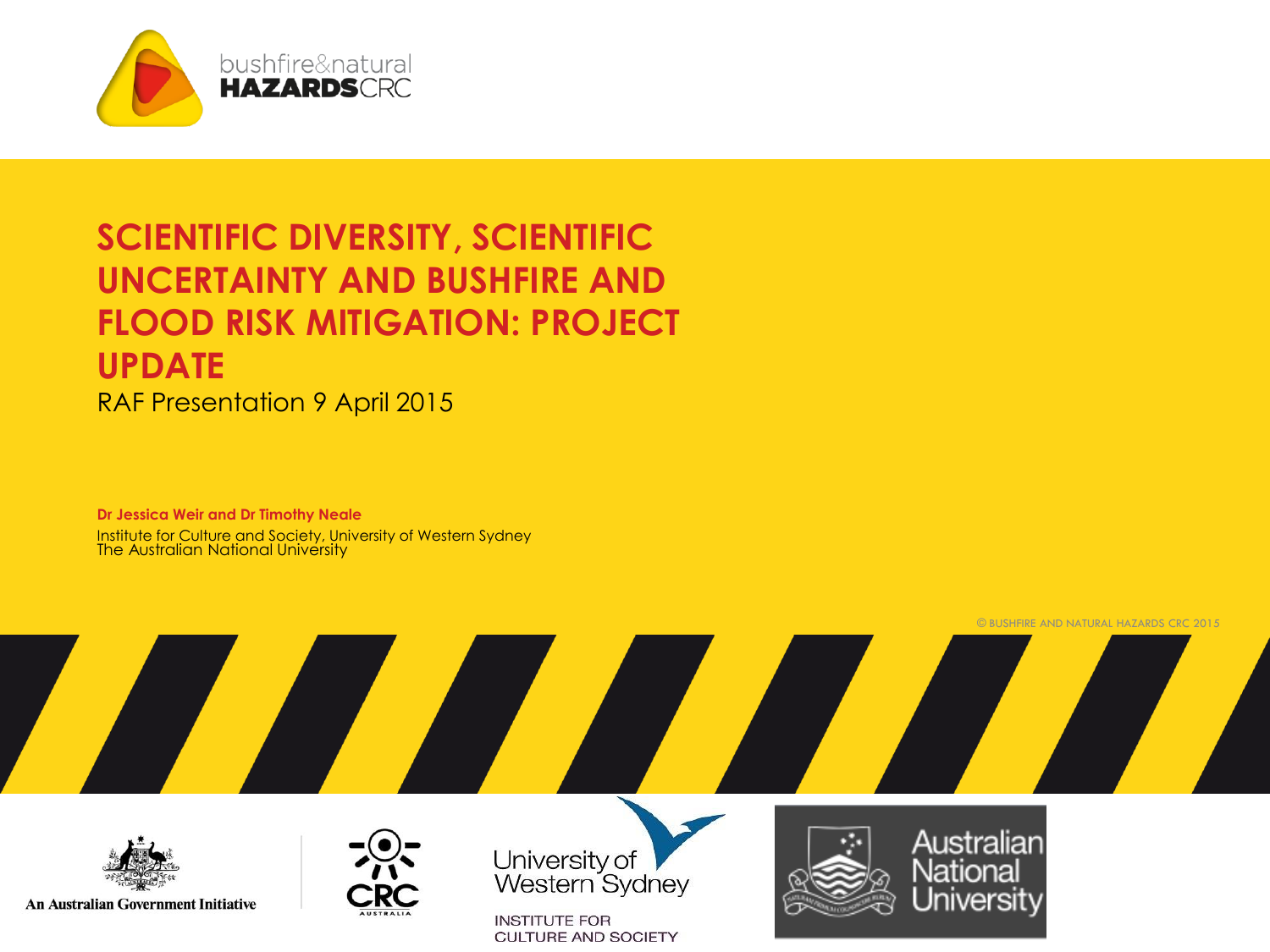bushfire&natural
**HAZARDS**CRC

# SCIENTIFIC DIVERSITY, SCIENTIFIC UNCERTAINTY AND BUSHFIRE AND FLOOD RISK MITIGATION: PROJECT UPDATE

RAF Presentation 9 April 2015

**Dr Jessica Weir and Dr Timothy Neale**

Institute for Culture and Society, University of Western Sydney
The Australian National University

© BUSHFIRE AND NATURAL HAZARDS CRC 2015

An Australian Government Initiative

University of Western Sydney
INSTITUTE FOR CULTURE AND SOCIETY

Australian National University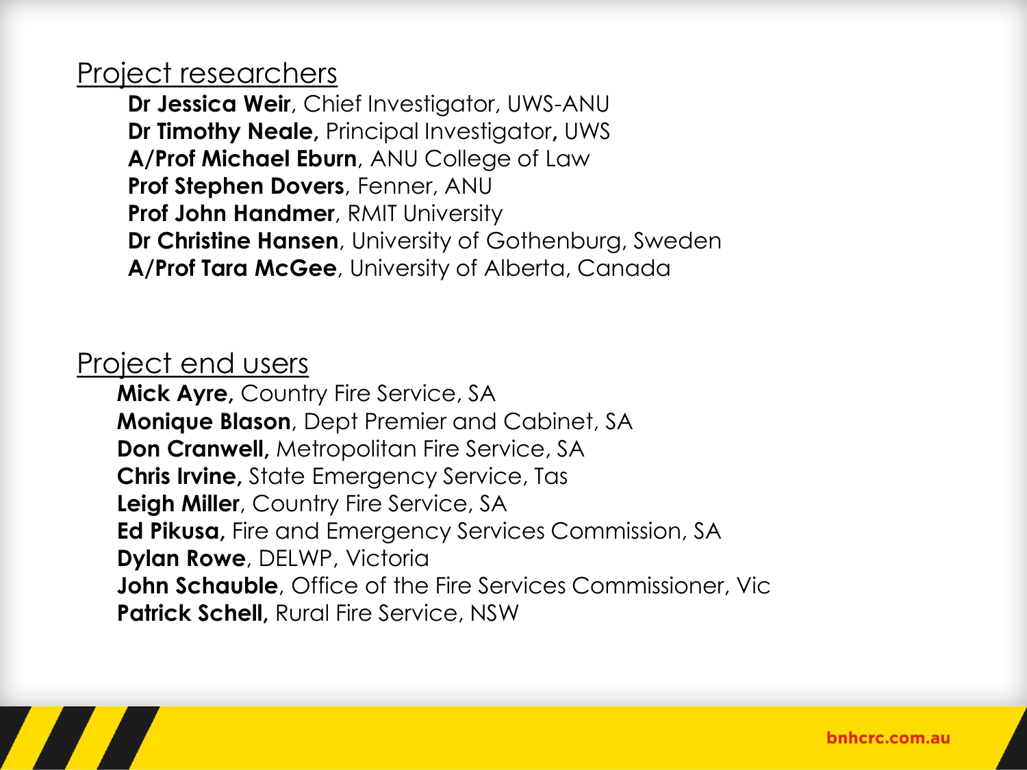## Project researchers

**Dr Jessica Weir**, Chief Investigator, UWS-ANU
**Dr Timothy Neale,** Principal Investigator**,** UWS
**A/Prof Michael Eburn**, ANU College of Law
**Prof Stephen Dovers**, Fenner, ANU
**Prof John Handmer**, RMIT University
**Dr Christine Hansen**, University of Gothenburg, Sweden
**A/Prof Tara McGee**, University of Alberta, Canada

## Project end users

**Mick Ayre,** Country Fire Service, SA
**Monique Blason**, Dept Premier and Cabinet, SA
**Don Cranwell,** Metropolitan Fire Service, SA
**Chris Irvine,** State Emergency Service, Tas
**Leigh Miller**, Country Fire Service, SA
**Ed Pikusa,** Fire and Emergency Services Commission, SA
**Dylan Rowe**, DELWP, Victoria
**John Schauble**, Office of the Fire Services Commissioner, Vic
**Patrick Schell,** Rural Fire Service, NSW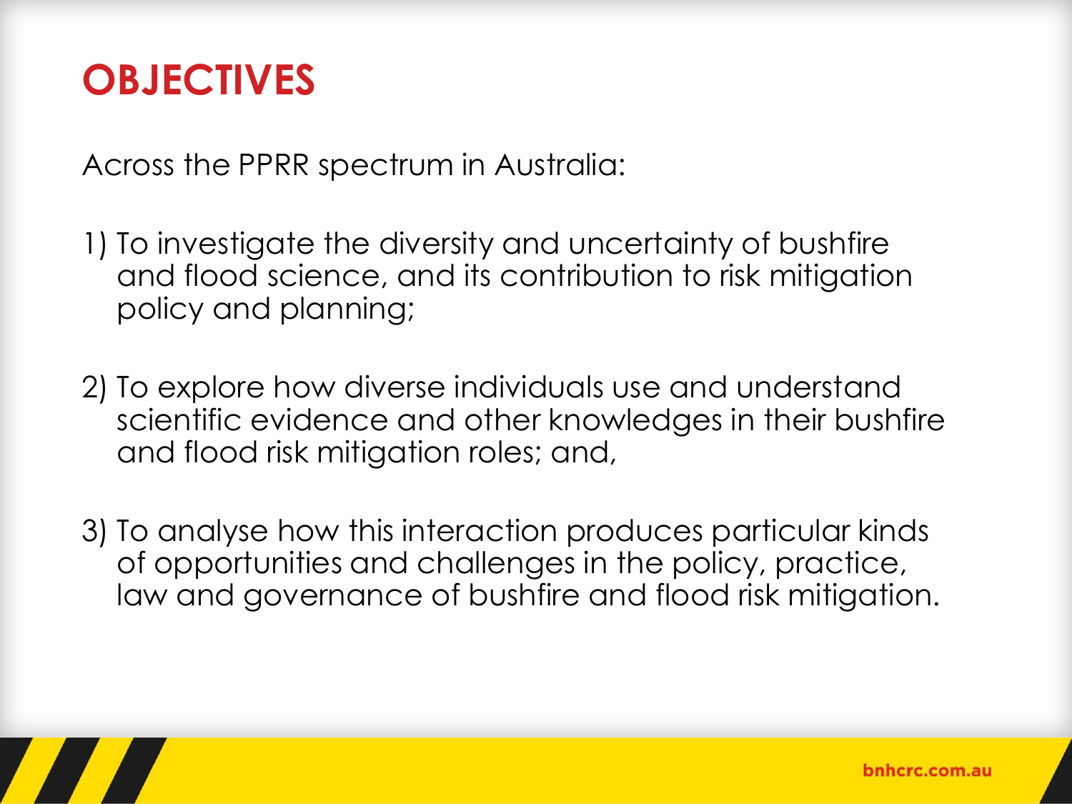# OBJECTIVES

Across the PPRR spectrum in Australia:

1) To investigate the diversity and uncertainty of bushfire and flood science, and its contribution to risk mitigation policy and planning;

2) To explore how diverse individuals use and understand scientific evidence and other knowledges in their bushfire and flood risk mitigation roles; and,

3) To analyse how this interaction produces particular kinds of opportunities and challenges in the policy, practice, law and governance of bushfire and flood risk mitigation.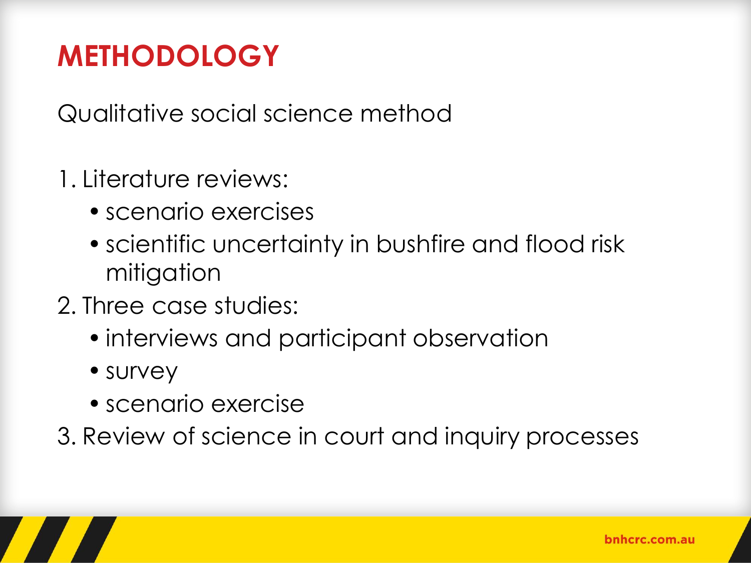# METHODOLOGY

Qualitative social science method

1. Literature reviews:
   - scenario exercises
   - scientific uncertainty in bushfire and flood risk mitigation
2. Three case studies:
   - interviews and participant observation
   - survey
   - scenario exercise
3. Review of science in court and inquiry processes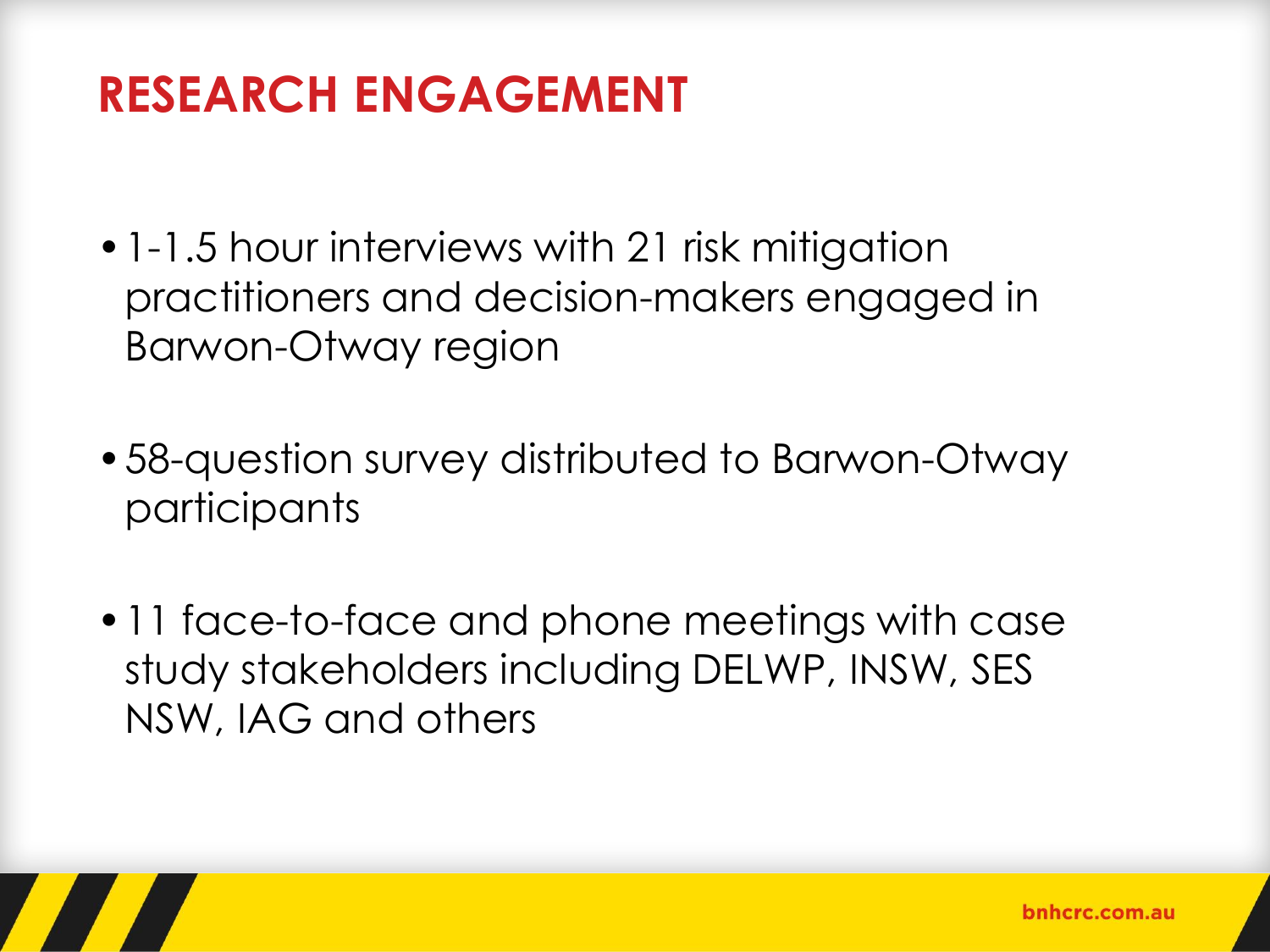# RESEARCH ENGAGEMENT

- 1-1.5 hour interviews with 21 risk mitigation practitioners and decision-makers engaged in Barwon-Otway region
- 58-question survey distributed to Barwon-Otway participants
- 11 face-to-face and phone meetings with case study stakeholders including DELWP, INSW, SES NSW, IAG and others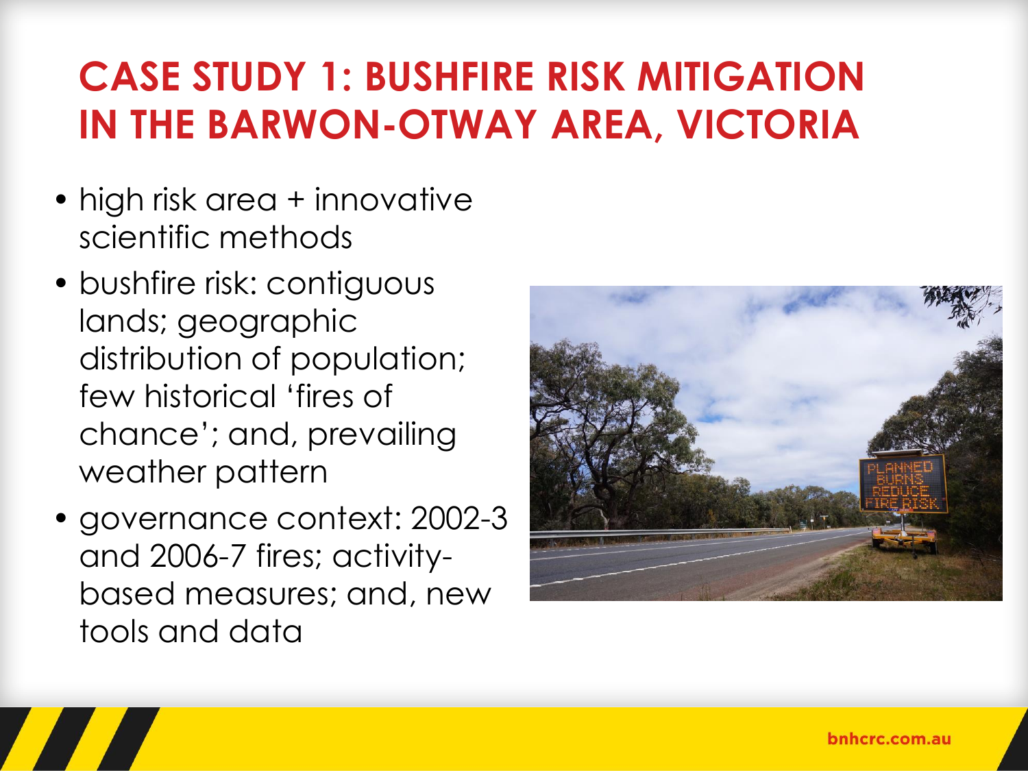# CASE STUDY 1: BUSHFIRE RISK MITIGATION IN THE BARWON-OTWAY AREA, VICTORIA

- high risk area + innovative scientific methods
- bushfire risk: contiguous lands; geographic distribution of population; few historical 'fires of chance'; and, prevailing weather pattern
- governance context: 2002-3 and 2006-7 fires; activity-based measures; and, new tools and data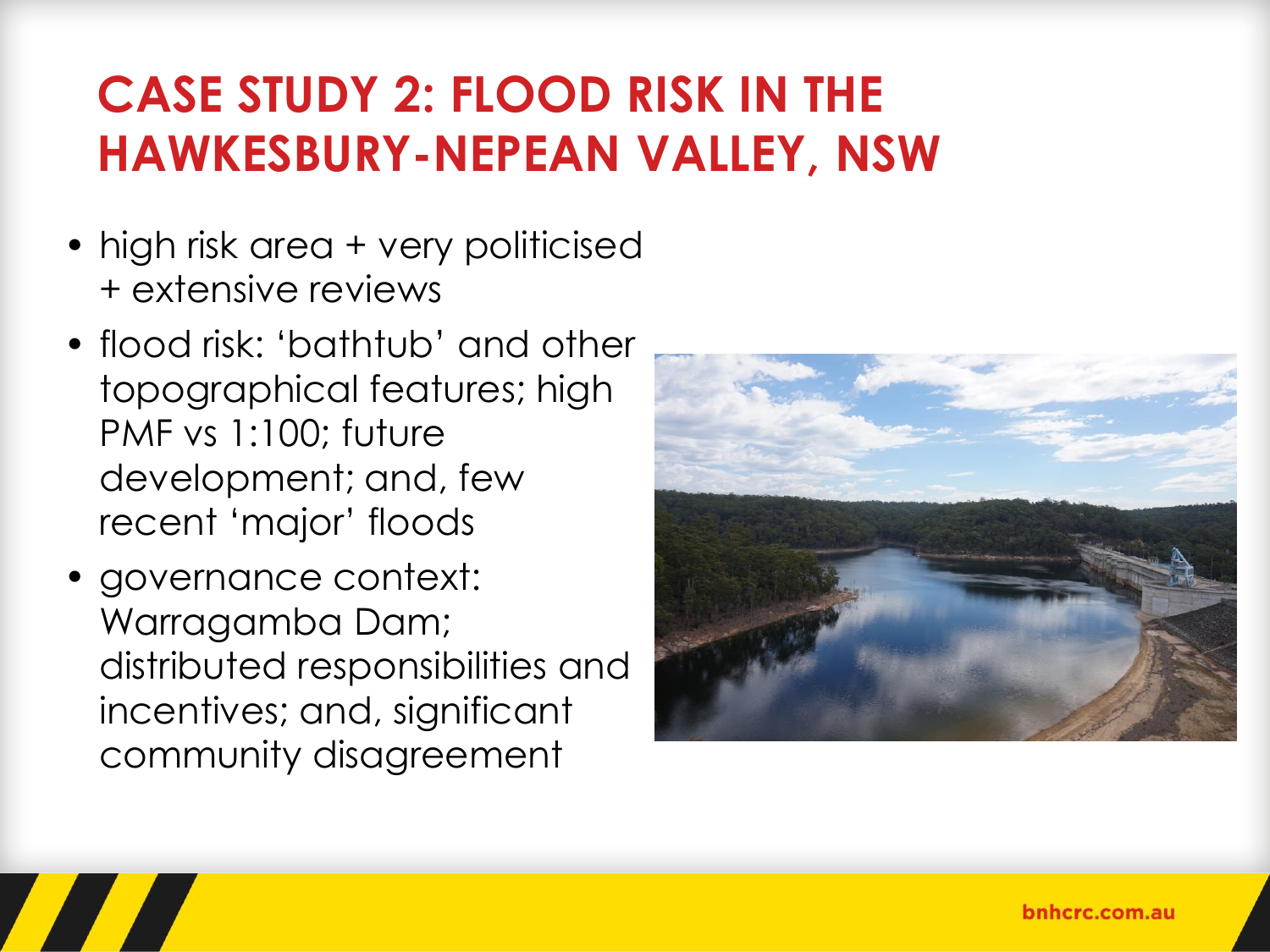# CASE STUDY 2: FLOOD RISK IN THE HAWKESBURY-NEPEAN VALLEY, NSW

- high risk area + very politicised + extensive reviews
- flood risk: 'bathtub' and other topographical features; high PMF vs 1:100; future development; and, few recent 'major' floods
- governance context: Warragamba Dam; distributed responsibilities and incentives; and, significant community disagreement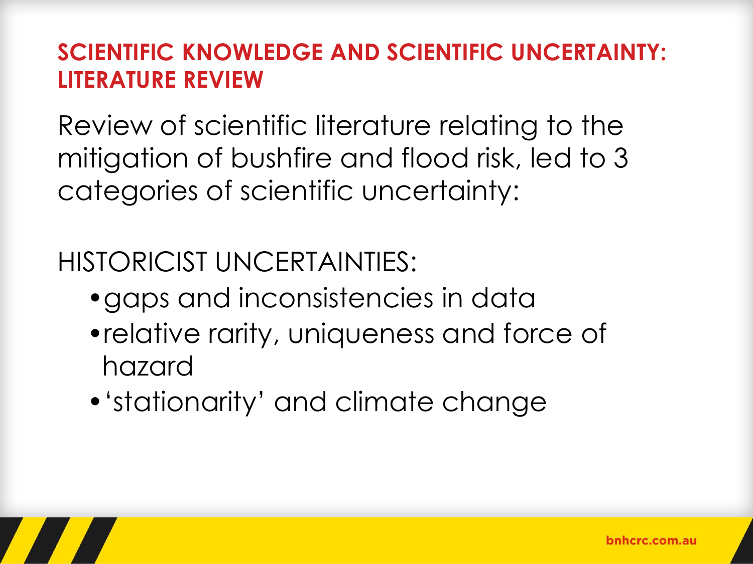## SCIENTIFIC KNOWLEDGE AND SCIENTIFIC UNCERTAINTY: LITERATURE REVIEW

Review of scientific literature relating to the mitigation of bushfire and flood risk, led to 3 categories of scientific uncertainty:

HISTORICIST UNCERTAINTIES:

- gaps and inconsistencies in data
- relative rarity, uniqueness and force of hazard
- 'stationarity' and climate change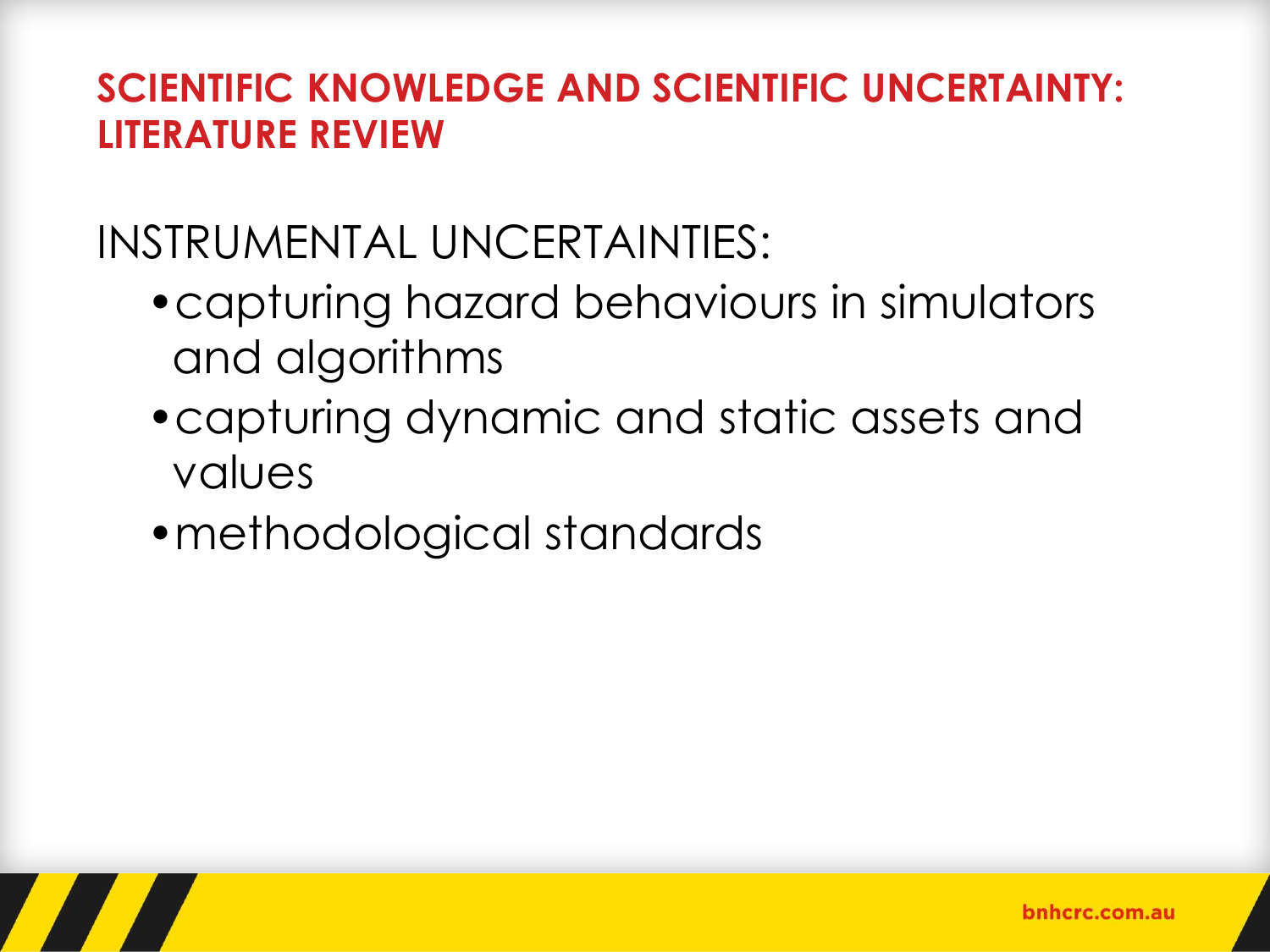## SCIENTIFIC KNOWLEDGE AND SCIENTIFIC UNCERTAINTY: LITERATURE REVIEW

INSTRUMENTAL UNCERTAINTIES:

- capturing hazard behaviours in simulators and algorithms
- capturing dynamic and static assets and values
- methodological standards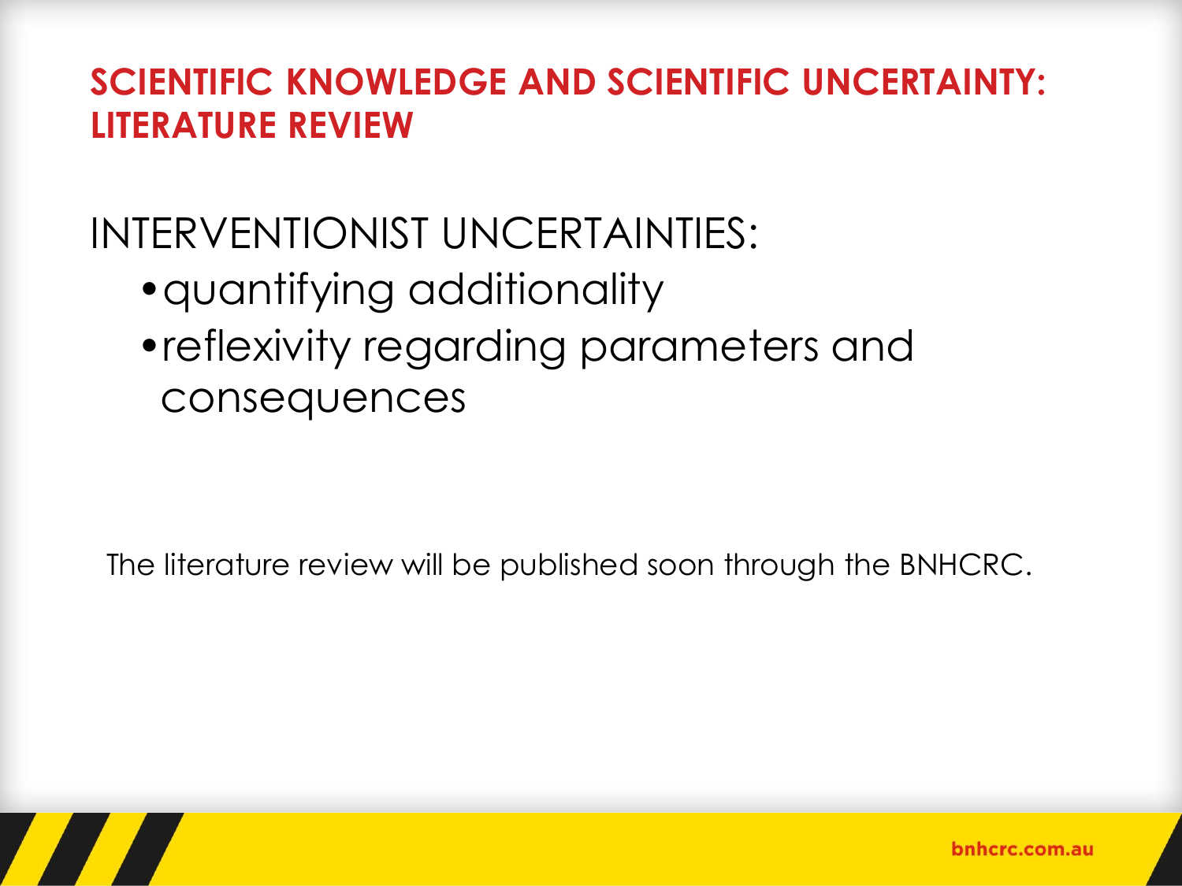## SCIENTIFIC KNOWLEDGE AND SCIENTIFIC UNCERTAINTY: LITERATURE REVIEW

INTERVENTIONIST UNCERTAINTIES:

- quantifying additionality
- reflexivity regarding parameters and consequences

The literature review will be published soon through the BNHCRC.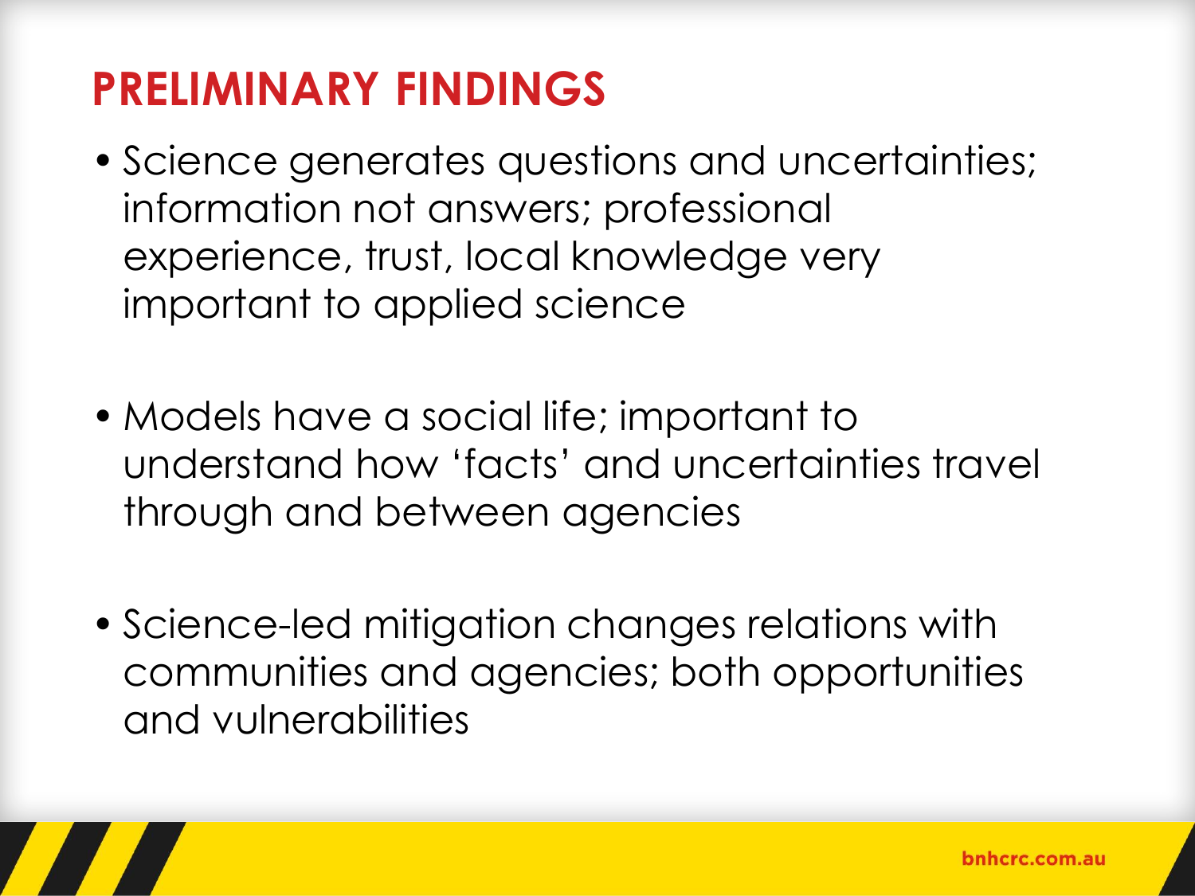# PRELIMINARY FINDINGS

- Science generates questions and uncertainties; information not answers; professional experience, trust, local knowledge very important to applied science

- Models have a social life; important to understand how 'facts' and uncertainties travel through and between agencies

- Science-led mitigation changes relations with communities and agencies; both opportunities and vulnerabilities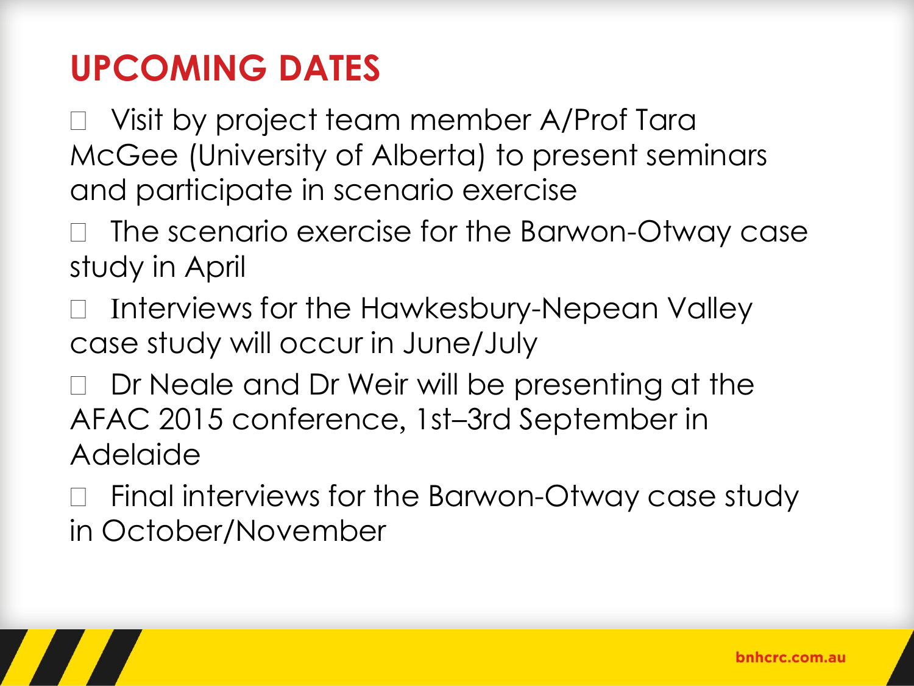# UPCOMING DATES

- Visit by project team member A/Prof Tara McGee (University of Alberta) to present seminars and participate in scenario exercise
- The scenario exercise for the Barwon-Otway case study in April
- Interviews for the Hawkesbury-Nepean Valley case study will occur in June/July
- Dr Neale and Dr Weir will be presenting at the AFAC 2015 conference, 1st–3rd September in Adelaide
- Final interviews for the Barwon-Otway case study in October/November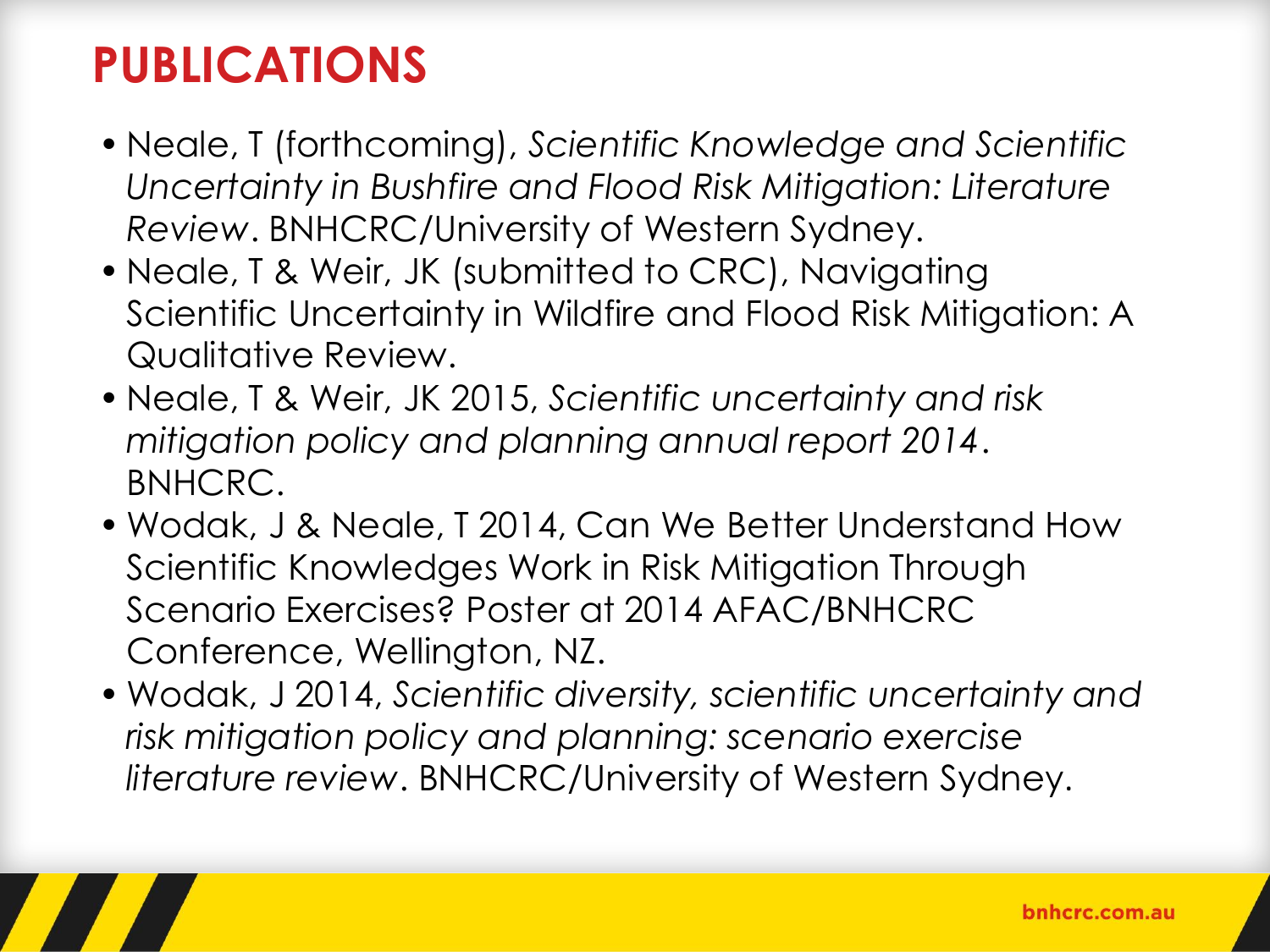# PUBLICATIONS

- Neale, T (forthcoming), *Scientific Knowledge and Scientific Uncertainty in Bushfire and Flood Risk Mitigation: Literature Review*. BNHCRC/University of Western Sydney.
- Neale, T & Weir, JK (submitted to CRC), Navigating Scientific Uncertainty in Wildfire and Flood Risk Mitigation: A Qualitative Review.
- Neale, T & Weir, JK 2015, *Scientific uncertainty and risk mitigation policy and planning annual report 2014*. BNHCRC.
- Wodak, J & Neale, T 2014, Can We Better Understand How Scientific Knowledges Work in Risk Mitigation Through Scenario Exercises? Poster at 2014 AFAC/BNHCRC Conference, Wellington, NZ.
- Wodak, J 2014, *Scientific diversity, scientific uncertainty and risk mitigation policy and planning: scenario exercise literature review*. BNHCRC/University of Western Sydney.